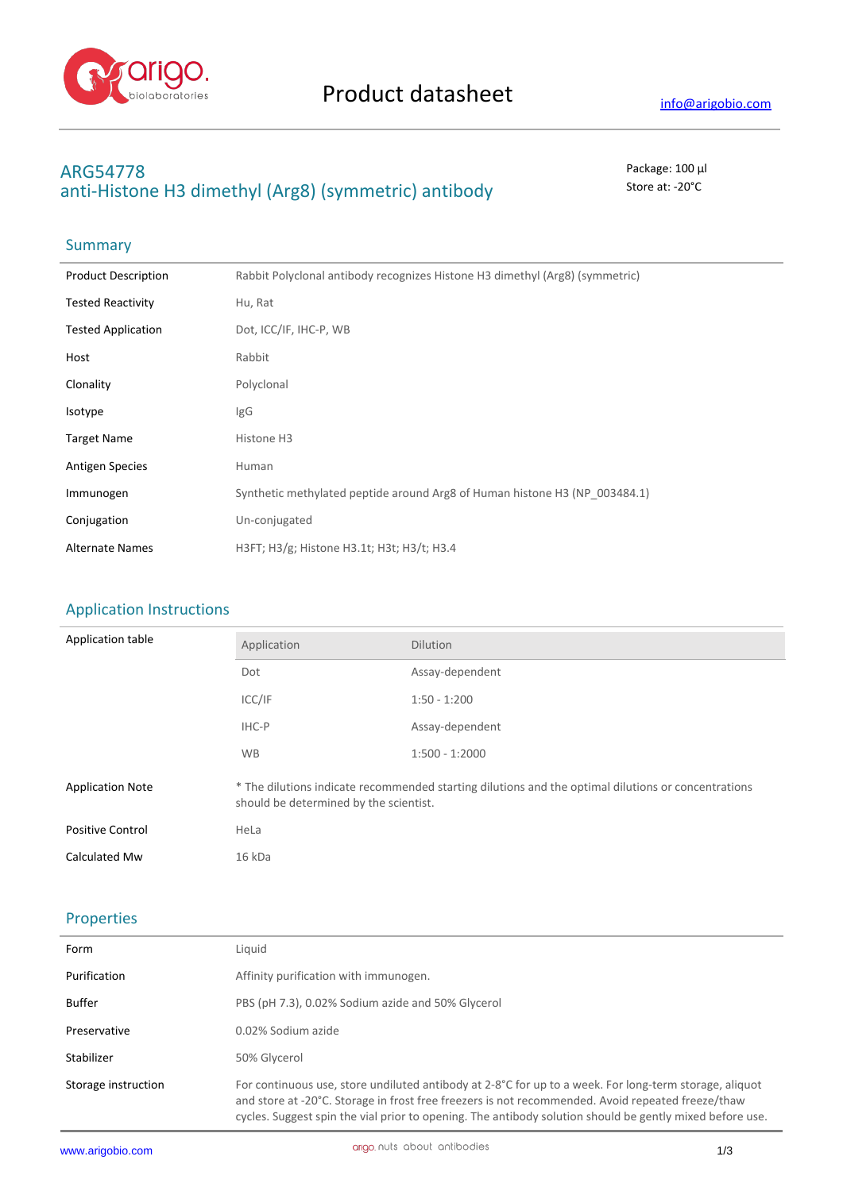# Product datasheet

info@arigobio.com

## ARG54778
## anti-Histone H3 dimethyl (Arg8) (symmetric) antibody

Package: 100 μl
Store at: -20°C

### Summary

| | |
|---|---|
| Product Description | Rabbit Polyclonal antibody recognizes Histone H3 dimethyl (Arg8) (symmetric) |
| Tested Reactivity | Hu, Rat |
| Tested Application | Dot, ICC/IF, IHC-P, WB |
| Host | Rabbit |
| Clonality | Polyclonal |
| Isotype | IgG |
| Target Name | Histone H3 |
| Antigen Species | Human |
| Immunogen | Synthetic methylated peptide around Arg8 of Human histone H3 (NP_003484.1) |
| Conjugation | Un-conjugated |
| Alternate Names | H3FT; H3/g; Histone H3.1t; H3t; H3/t; H3.4 |

### Application Instructions

Application table

| Application | Dilution |
|---|---|
| Dot | Assay-dependent |
| ICC/IF | 1:50 - 1:200 |
| IHC-P | Assay-dependent |
| WB | 1:500 - 1:2000 |

| | |
|---|---|
| Application Note | * The dilutions indicate recommended starting dilutions and the optimal dilutions or concentrations should be determined by the scientist. |
| Positive Control | HeLa |
| Calculated Mw | 16 kDa |

### Properties

| | |
|---|---|
| Form | Liquid |
| Purification | Affinity purification with immunogen. |
| Buffer | PBS (pH 7.3), 0.02% Sodium azide and 50% Glycerol |
| Preservative | 0.02% Sodium azide |
| Stabilizer | 50% Glycerol |
| Storage instruction | For continuous use, store undiluted antibody at 2-8°C for up to a week. For long-term storage, aliquot and store at -20°C. Storage in frost free freezers is not recommended. Avoid repeated freeze/thaw cycles. Suggest spin the vial prior to opening. The antibody solution should be gently mixed before use. |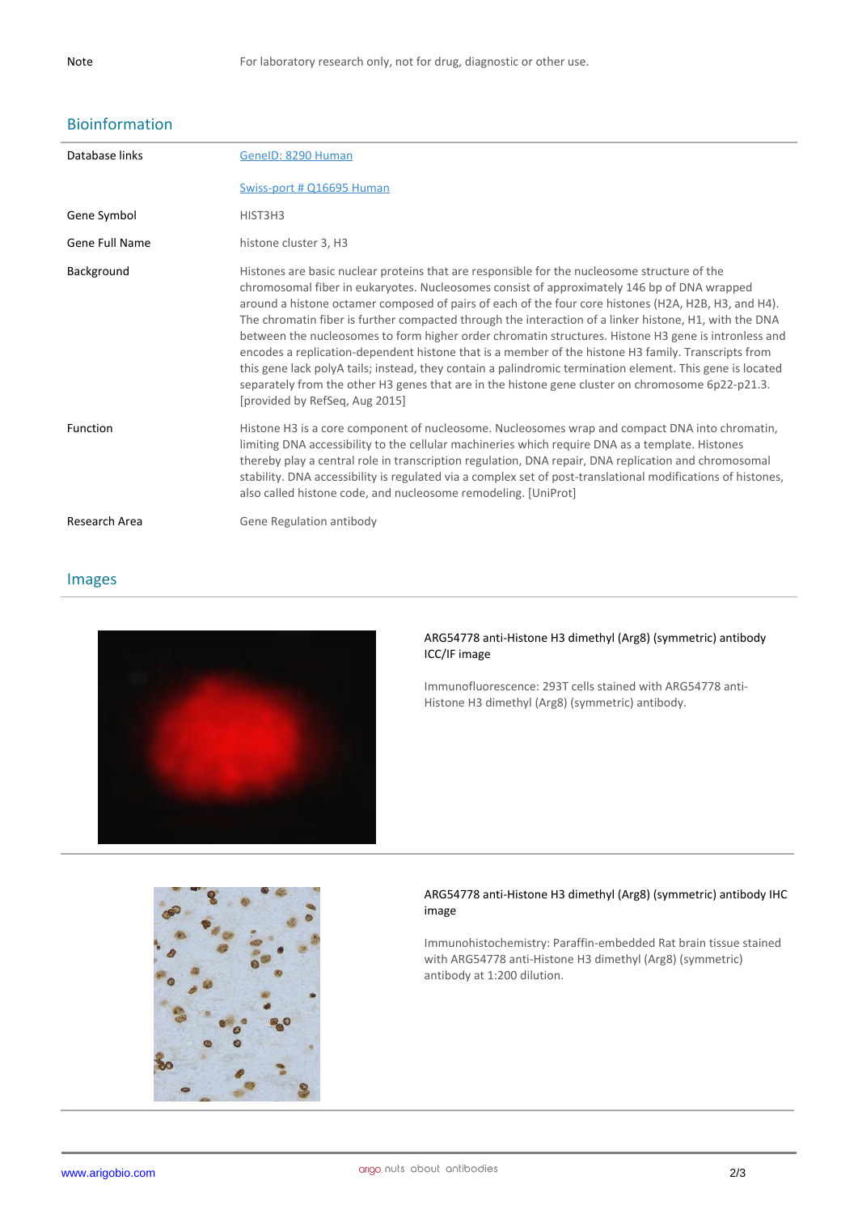| Note | For laboratory research only, not for drug, diagnostic or other use. |
| --- | --- |

## Bioinformation

| Database links | GeneID: 8290 Human<br><br>Swiss-port # Q16695 Human |
| --- | --- |
| Gene Symbol | HIST3H3 |
| Gene Full Name | histone cluster 3, H3 |
| Background | Histones are basic nuclear proteins that are responsible for the nucleosome structure of the chromosomal fiber in eukaryotes. Nucleosomes consist of approximately 146 bp of DNA wrapped around a histone octamer composed of pairs of each of the four core histones (H2A, H2B, H3, and H4). The chromatin fiber is further compacted through the interaction of a linker histone, H1, with the DNA between the nucleosomes to form higher order chromatin structures. Histone H3 gene is intronless and encodes a replication-dependent histone that is a member of the histone H3 family. Transcripts from this gene lack polyA tails; instead, they contain a palindromic termination element. This gene is located separately from the other H3 genes that are in the histone gene cluster on chromosome 6p22-p21.3. [provided by RefSeq, Aug 2015] |
| Function | Histone H3 is a core component of nucleosome. Nucleosomes wrap and compact DNA into chromatin, limiting DNA accessibility to the cellular machineries which require DNA as a template. Histones thereby play a central role in transcription regulation, DNA repair, DNA replication and chromosomal stability. DNA accessibility is regulated via a complex set of post-translational modifications of histones, also called histone code, and nucleosome remodeling. [UniProt] |
| Research Area | Gene Regulation antibody |

## Images

ARG54778 anti-Histone H3 dimethyl (Arg8) (symmetric) antibody ICC/IF image

Immunofluorescence: 293T cells stained with ARG54778 anti-Histone H3 dimethyl (Arg8) (symmetric) antibody.

ARG54778 anti-Histone H3 dimethyl (Arg8) (symmetric) antibody IHC image

Immunohistochemistry: Paraffin-embedded Rat brain tissue stained with ARG54778 anti-Histone H3 dimethyl (Arg8) (symmetric) antibody at 1:200 dilution.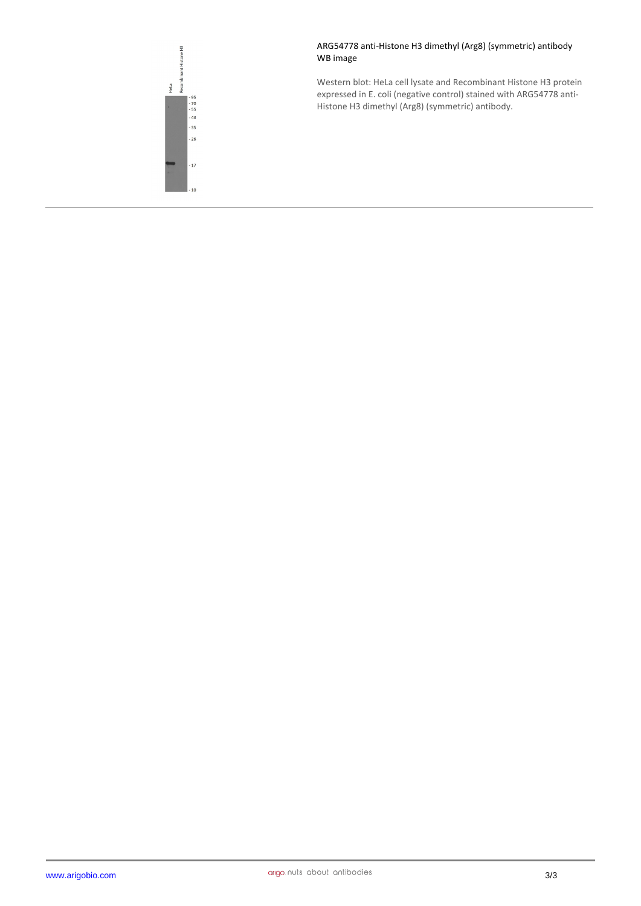HeLa

Recombinant Histone H3

- 95
- 70
- 55
- 43
- 35
- 26
- 17
- 10

ARG54778 anti-Histone H3 dimethyl (Arg8) (symmetric) antibody WB image

Western blot: HeLa cell lysate and Recombinant Histone H3 protein expressed in E. coli (negative control) stained with ARG54778 anti-Histone H3 dimethyl (Arg8) (symmetric) antibody.